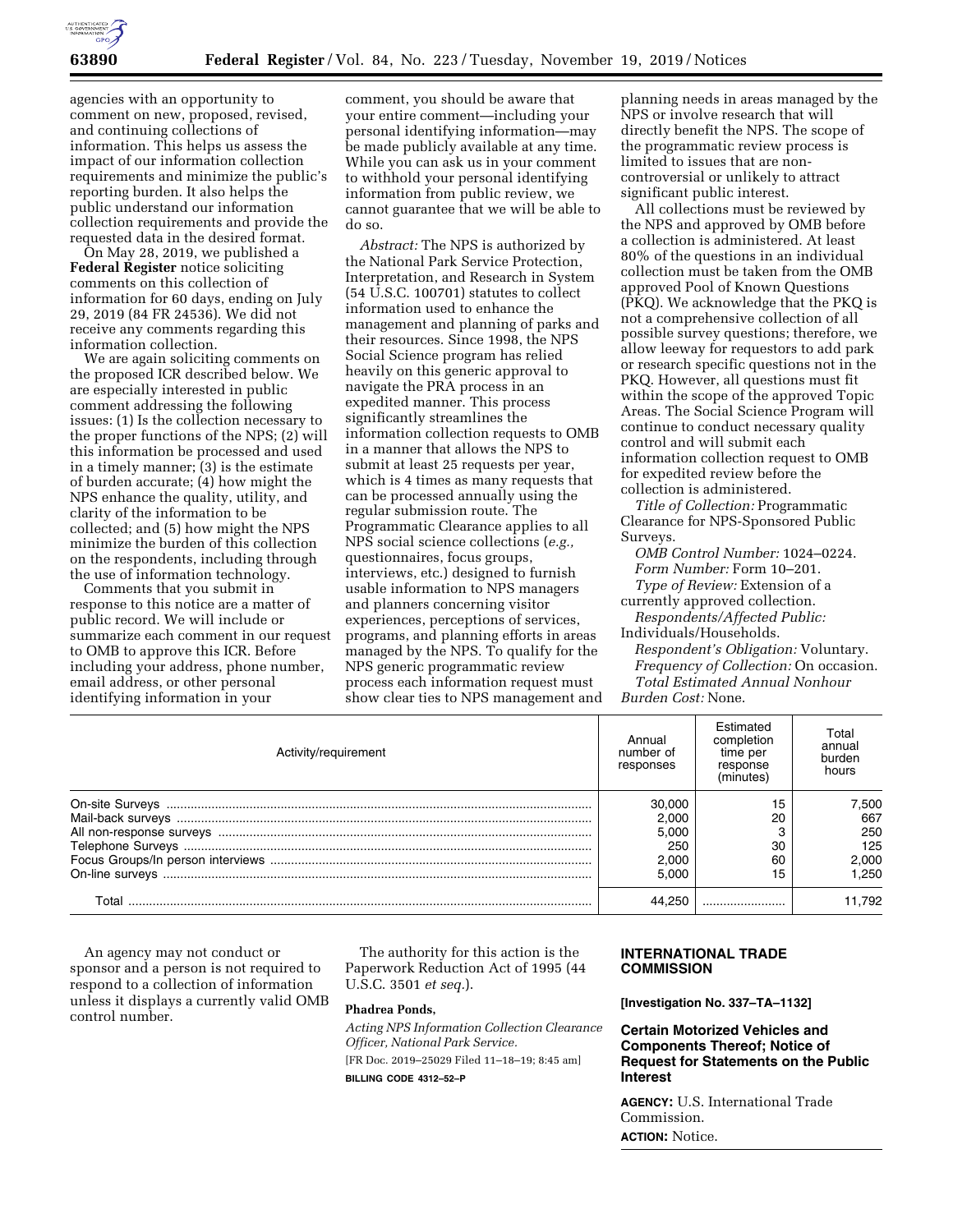agencies with an opportunity to comment on new, proposed, revised, and continuing collections of information. This helps us assess the impact of our information collection requirements and minimize the public's reporting burden. It also helps the public understand our information collection requirements and provide the requested data in the desired format.

On May 28, 2019, we published a **Federal Register** notice soliciting comments on this collection of information for 60 days, ending on July 29, 2019 (84 FR 24536). We did not receive any comments regarding this information collection.

We are again soliciting comments on the proposed ICR described below. We are especially interested in public comment addressing the following issues: (1) Is the collection necessary to the proper functions of the NPS; (2) will this information be processed and used in a timely manner; (3) is the estimate of burden accurate; (4) how might the NPS enhance the quality, utility, and clarity of the information to be collected; and (5) how might the NPS minimize the burden of this collection on the respondents, including through the use of information technology.

Comments that you submit in response to this notice are a matter of public record. We will include or summarize each comment in our request to OMB to approve this ICR. Before including your address, phone number, email address, or other personal identifying information in your comment, you should be aware that your entire comment—including your personal identifying information—may be made publicly available at any time. While you can ask us in your comment to withhold your personal identifying information from public review, we cannot guarantee that we will be able to do so.

*Abstract:* The NPS is authorized by the National Park Service Protection, Interpretation, and Research in System (54 U.S.C. 100701) statutes to collect information used to enhance the management and planning of parks and their resources. Since 1998, the NPS Social Science program has relied heavily on this generic approval to navigate the PRA process in an expedited manner. This process significantly streamlines the information collection requests to OMB in a manner that allows the NPS to submit at least 25 requests per year, which is 4 times as many requests that can be processed annually using the regular submission route. The Programmatic Clearance applies to all NPS social science collections (*e.g.,* questionnaires, focus groups, interviews, etc.) designed to furnish usable information to NPS managers and planners concerning visitor experiences, perceptions of services, programs, and planning efforts in areas managed by the NPS. To qualify for the NPS generic programmatic review process each information request must show clear ties to NPS management and planning needs in areas managed by the NPS or involve research that will directly benefit the NPS. The scope of the programmatic review process is limited to issues that are non-controversial or unlikely to attract significant public interest.

All collections must be reviewed by the NPS and approved by OMB before a collection is administered. At least 80% of the questions in an individual collection must be taken from the OMB approved Pool of Known Questions (PKQ). We acknowledge that the PKQ is not a comprehensive collection of all possible survey questions; therefore, we allow leeway for requestors to add park or research specific questions not in the PKQ. However, all questions must fit within the scope of the approved Topic Areas. The Social Science Program will continue to conduct necessary quality control and will submit each information collection request to OMB for expedited review before the collection is administered.

*Title of Collection:* Programmatic Clearance for NPS-Sponsored Public Surveys.

*OMB Control Number:* 1024–0224.

*Form Number:* Form 10–201.

*Type of Review:* Extension of a currently approved collection.

*Respondents/Affected Public:* Individuals/Households.

*Respondent's Obligation:* Voluntary.

*Frequency of Collection:* On occasion.

*Total Estimated Annual Nonhour Burden Cost:* None.

| Activity/requirement | Annual number of responses | Estimated completion time per response (minutes) | Total annual burden hours |
|---|---|---|---|
| On-site Surveys | 30,000 | 15 | 7,500 |
| Mail-back surveys | 2,000 | 20 | 667 |
| All non-response surveys | 5,000 | 3 | 250 |
| Telephone Surveys | 250 | 30 | 125 |
| Focus Groups/In person interviews | 2,000 | 60 | 2,000 |
| On-line surveys | 5,000 | 15 | 1,250 |
| Total | 44,250 | | 11,792 |

An agency may not conduct or sponsor and a person is not required to respond to a collection of information unless it displays a currently valid OMB control number.

The authority for this action is the Paperwork Reduction Act of 1995 (44 U.S.C. 3501 *et seq.*).

**Phadrea Ponds,**

*Acting NPS Information Collection Clearance Officer, National Park Service.*

[FR Doc. 2019–25029 Filed 11–18–19; 8:45 am]

**BILLING CODE 4312–52–P**

## INTERNATIONAL TRADE COMMISSION

**[Investigation No. 337–TA–1132]**

### Certain Motorized Vehicles and Components Thereof; Notice of Request for Statements on the Public Interest

**AGENCY:** U.S. International Trade Commission.

**ACTION:** Notice.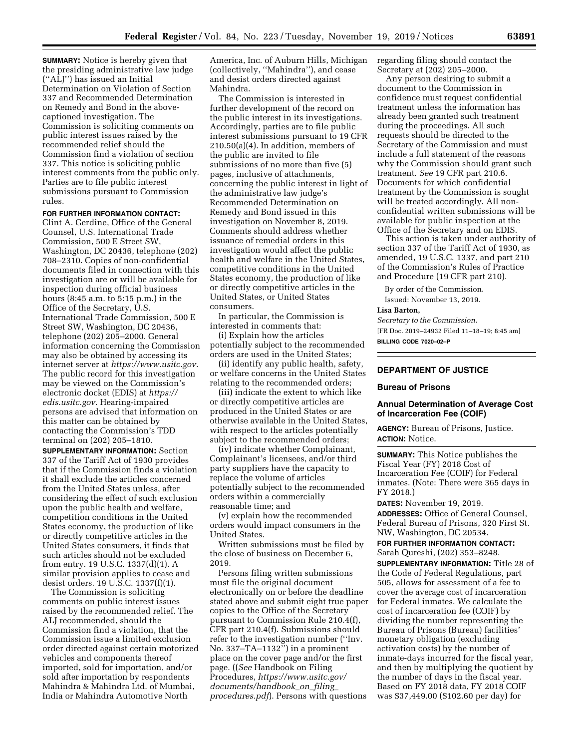**SUMMARY:** Notice is hereby given that the presiding administrative law judge (''ALJ'') has issued an Initial Determination on Violation of Section 337 and Recommended Determination on Remedy and Bond in the above-captioned investigation. The Commission is soliciting comments on public interest issues raised by the recommended relief should the Commission find a violation of section 337. This notice is soliciting public interest comments from the public only. Parties are to file public interest submissions pursuant to Commission rules.

**FOR FURTHER INFORMATION CONTACT:** Clint A. Gerdine, Office of the General Counsel, U.S. International Trade Commission, 500 E Street SW, Washington, DC 20436, telephone (202) 708–2310. Copies of non-confidential documents filed in connection with this investigation are or will be available for inspection during official business hours (8:45 a.m. to 5:15 p.m.) in the Office of the Secretary, U.S. International Trade Commission, 500 E Street SW, Washington, DC 20436, telephone (202) 205–2000. General information concerning the Commission may also be obtained by accessing its internet server at *https://www.usitc.gov.* The public record for this investigation may be viewed on the Commission's electronic docket (EDIS) at *https://edis.usitc.gov.* Hearing-impaired persons are advised that information on this matter can be obtained by contacting the Commission's TDD terminal on (202) 205–1810.

**SUPPLEMENTARY INFORMATION:** Section 337 of the Tariff Act of 1930 provides that if the Commission finds a violation it shall exclude the articles concerned from the United States unless, after considering the effect of such exclusion upon the public health and welfare, competition conditions in the United States economy, the production of like or directly competitive articles in the United States consumers, it finds that such articles should not be excluded from entry. 19 U.S.C. 1337(d)(1). A similar provision applies to cease and desist orders. 19 U.S.C. 1337(f)(1).

The Commission is soliciting comments on public interest issues raised by the recommended relief. The ALJ recommended, should the Commission find a violation, that the Commission issue a limited exclusion order directed against certain motorized vehicles and components thereof imported, sold for importation, and/or sold after importation by respondents Mahindra & Mahindra Ltd. of Mumbai, India or Mahindra Automotive North America, Inc. of Auburn Hills, Michigan (collectively, ''Mahindra''), and cease and desist orders directed against Mahindra.

The Commission is interested in further development of the record on the public interest in its investigations. Accordingly, parties are to file public interest submissions pursuant to 19 CFR 210.50(a)(4). In addition, members of the public are invited to file submissions of no more than five (5) pages, inclusive of attachments, concerning the public interest in light of the administrative law judge's Recommended Determination on Remedy and Bond issued in this investigation on November 8, 2019. Comments should address whether issuance of remedial orders in this investigation would affect the public health and welfare in the United States, competitive conditions in the United States economy, the production of like or directly competitive articles in the United States, or United States consumers.

In particular, the Commission is interested in comments that:

(i) Explain how the articles potentially subject to the recommended orders are used in the United States;

(ii) identify any public health, safety, or welfare concerns in the United States relating to the recommended orders;

(iii) indicate the extent to which like or directly competitive articles are produced in the United States or are otherwise available in the United States, with respect to the articles potentially subject to the recommended orders;

(iv) indicate whether Complainant, Complainant's licensees, and/or third party suppliers have the capacity to replace the volume of articles potentially subject to the recommended orders within a commercially reasonable time; and

(v) explain how the recommended orders would impact consumers in the United States.

Written submissions must be filed by the close of business on December 6, 2019.

Persons filing written submissions must file the original document electronically on or before the deadline stated above and submit eight true paper copies to the Office of the Secretary pursuant to Commission Rule 210.4(f), CFR part 210.4(f). Submissions should refer to the investigation number (''Inv. No. 337–TA–1132'') in a prominent place on the cover page and/or the first page. ((*See* Handbook on Filing Procedures, *https://www.usitc.gov/documents/handbook_on_filing_procedures.pdf*). Persons with questions regarding filing should contact the Secretary at (202) 205–2000.

Any person desiring to submit a document to the Commission in confidence must request confidential treatment unless the information has already been granted such treatment during the proceedings. All such requests should be directed to the Secretary of the Commission and must include a full statement of the reasons why the Commission should grant such treatment. *See* 19 CFR part 210.6. Documents for which confidential treatment by the Commission is sought will be treated accordingly. All non-confidential written submissions will be available for public inspection at the Office of the Secretary and on EDIS.

This action is taken under authority of section 337 of the Tariff Act of 1930, as amended, 19 U.S.C. 1337, and part 210 of the Commission's Rules of Practice and Procedure (19 CFR part 210).

By order of the Commission.

Issued: November 13, 2019.

**Lisa Barton,**

*Secretary to the Commission.*

[FR Doc. 2019–24932 Filed 11–18–19; 8:45 am]

**BILLING CODE 7020–02–P**

## DEPARTMENT OF JUSTICE

### Bureau of Prisons

### Annual Determination of Average Cost of Incarceration Fee (COIF)

**AGENCY:** Bureau of Prisons, Justice.

**ACTION:** Notice.

**SUMMARY:** This Notice publishes the Fiscal Year (FY) 2018 Cost of Incarceration Fee (COIF) for Federal inmates. (Note: There were 365 days in FY 2018.)

**DATES:** November 19, 2019.

**ADDRESSES:** Office of General Counsel, Federal Bureau of Prisons, 320 First St. NW, Washington, DC 20534.

**FOR FURTHER INFORMATION CONTACT:** Sarah Qureshi, (202) 353–8248.

**SUPPLEMENTARY INFORMATION:** Title 28 of the Code of Federal Regulations, part 505, allows for assessment of a fee to cover the average cost of incarceration for Federal inmates. We calculate the cost of incarceration fee (COIF) by dividing the number representing the Bureau of Prisons (Bureau) facilities' monetary obligation (excluding activation costs) by the number of inmate-days incurred for the fiscal year, and then by multiplying the quotient by the number of days in the fiscal year. Based on FY 2018 data, FY 2018 COIF was $37,449.00 ($102.60 per day) for